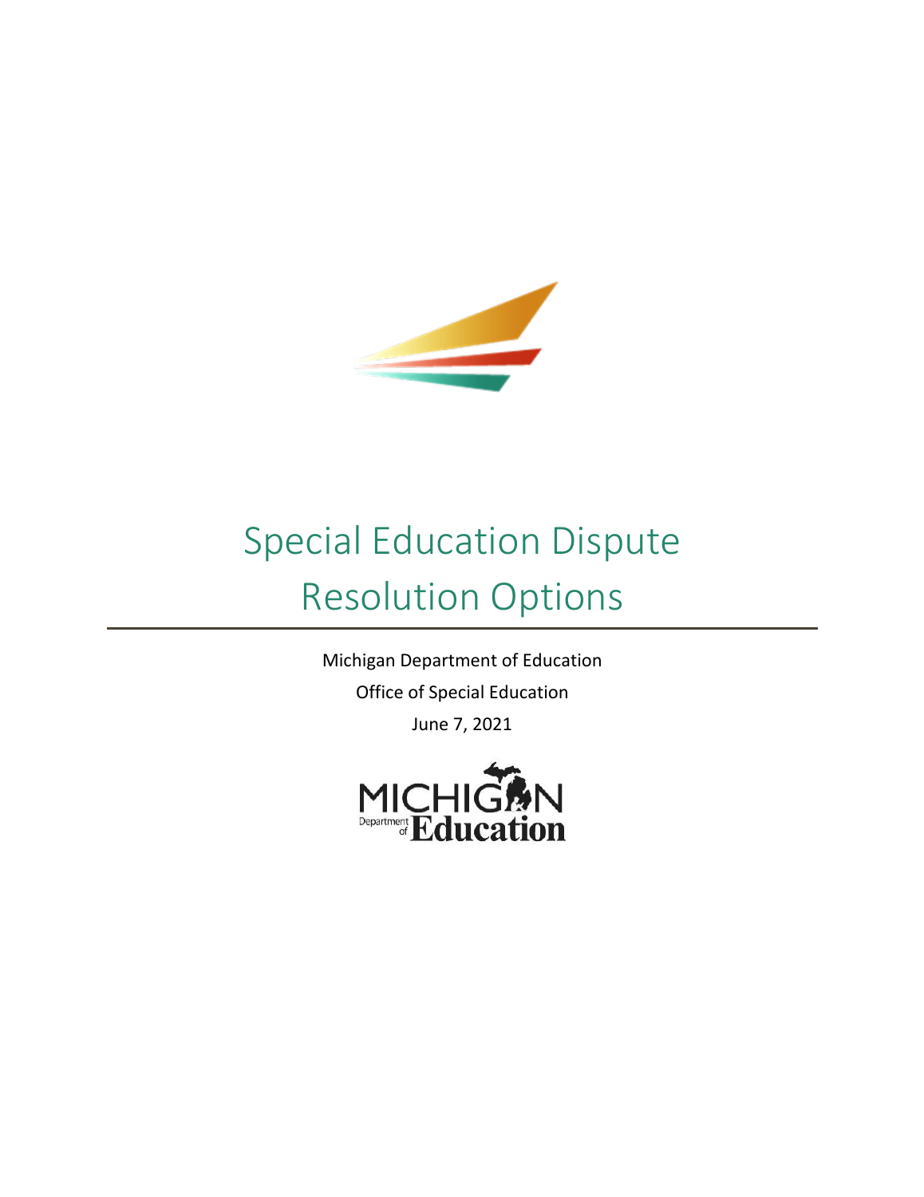# Special Education Dispute Resolution Options

Michigan Department of Education

Office of Special Education

June 7, 2021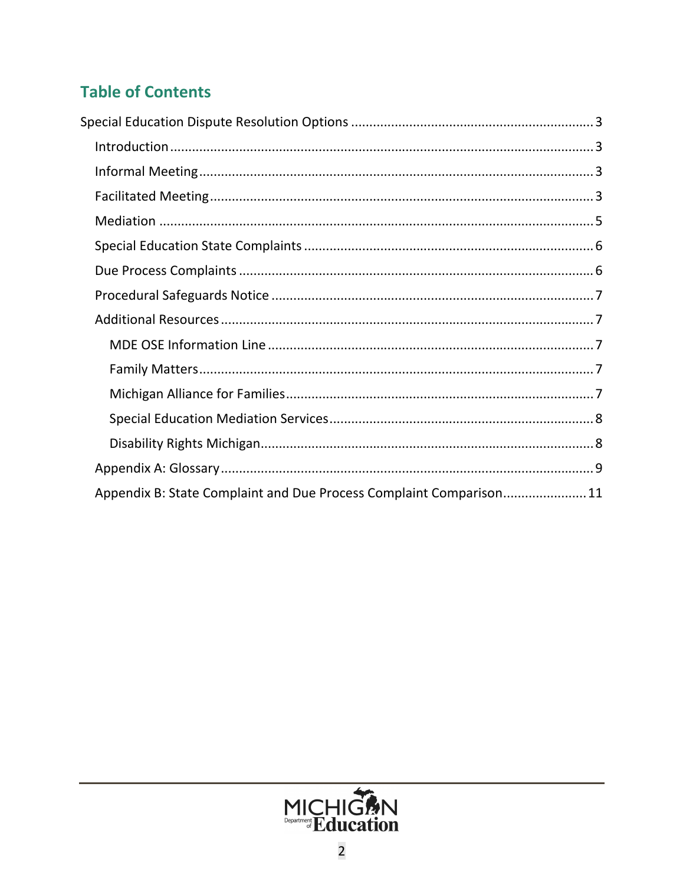## Table of Contents

- Special Education Dispute Resolution Options ... 3
  - Introduction ... 3
  - Informal Meeting ... 3
  - Facilitated Meeting ... 3
  - Mediation ... 5
  - Special Education State Complaints ... 6
  - Due Process Complaints ... 6
  - Procedural Safeguards Notice ... 7
  - Additional Resources ... 7
    - MDE OSE Information Line ... 7
    - Family Matters ... 7
    - Michigan Alliance for Families ... 7
    - Special Education Mediation Services ... 8
    - Disability Rights Michigan ... 8
  - Appendix A: Glossary ... 9
  - Appendix B: State Complaint and Due Process Complaint Comparison ... 11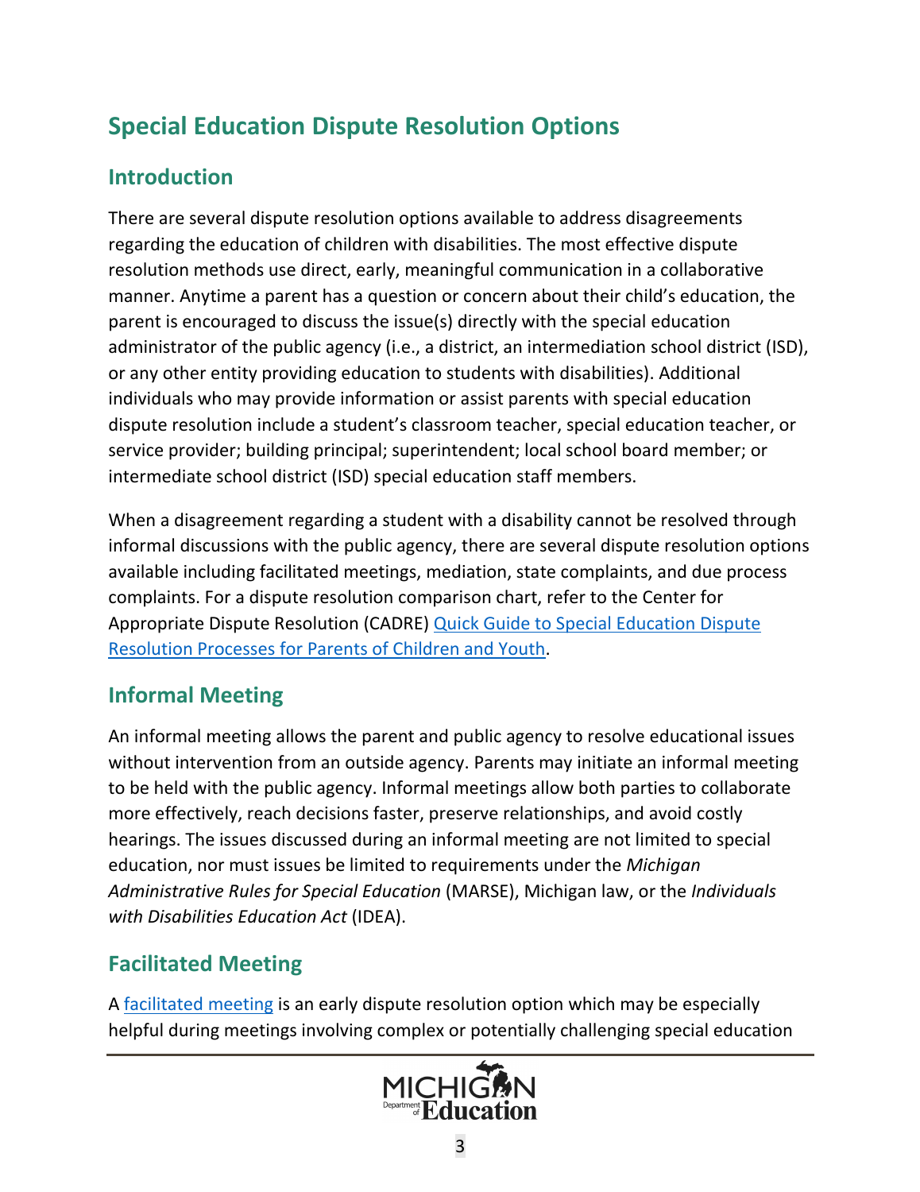# Special Education Dispute Resolution Options

## Introduction

There are several dispute resolution options available to address disagreements regarding the education of children with disabilities. The most effective dispute resolution methods use direct, early, meaningful communication in a collaborative manner. Anytime a parent has a question or concern about their child's education, the parent is encouraged to discuss the issue(s) directly with the special education administrator of the public agency (i.e., a district, an intermediation school district (ISD), or any other entity providing education to students with disabilities). Additional individuals who may provide information or assist parents with special education dispute resolution include a student's classroom teacher, special education teacher, or service provider; building principal; superintendent; local school board member; or intermediate school district (ISD) special education staff members.

When a disagreement regarding a student with a disability cannot be resolved through informal discussions with the public agency, there are several dispute resolution options available including facilitated meetings, mediation, state complaints, and due process complaints. For a dispute resolution comparison chart, refer to the Center for Appropriate Dispute Resolution (CADRE) Quick Guide to Special Education Dispute Resolution Processes for Parents of Children and Youth.

## Informal Meeting

An informal meeting allows the parent and public agency to resolve educational issues without intervention from an outside agency. Parents may initiate an informal meeting to be held with the public agency. Informal meetings allow both parties to collaborate more effectively, reach decisions faster, preserve relationships, and avoid costly hearings. The issues discussed during an informal meeting are not limited to special education, nor must issues be limited to requirements under the *Michigan Administrative Rules for Special Education* (MARSE), Michigan law, or the *Individuals with Disabilities Education Act* (IDEA).

## Facilitated Meeting

A facilitated meeting is an early dispute resolution option which may be especially helpful during meetings involving complex or potentially challenging special education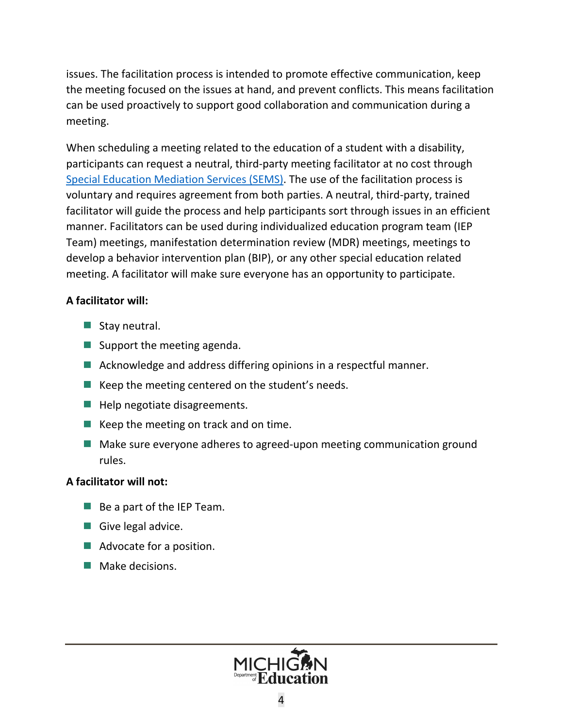issues. The facilitation process is intended to promote effective communication, keep the meeting focused on the issues at hand, and prevent conflicts. This means facilitation can be used proactively to support good collaboration and communication during a meeting.

When scheduling a meeting related to the education of a student with a disability, participants can request a neutral, third-party meeting facilitator at no cost through Special Education Mediation Services (SEMS). The use of the facilitation process is voluntary and requires agreement from both parties. A neutral, third-party, trained facilitator will guide the process and help participants sort through issues in an efficient manner. Facilitators can be used during individualized education program team (IEP Team) meetings, manifestation determination review (MDR) meetings, meetings to develop a behavior intervention plan (BIP), or any other special education related meeting. A facilitator will make sure everyone has an opportunity to participate.

**A facilitator will:**

- Stay neutral.
- Support the meeting agenda.
- Acknowledge and address differing opinions in a respectful manner.
- Keep the meeting centered on the student's needs.
- Help negotiate disagreements.
- Keep the meeting on track and on time.
- Make sure everyone adheres to agreed-upon meeting communication ground rules.

**A facilitator will not:**

- Be a part of the IEP Team.
- Give legal advice.
- Advocate for a position.
- Make decisions.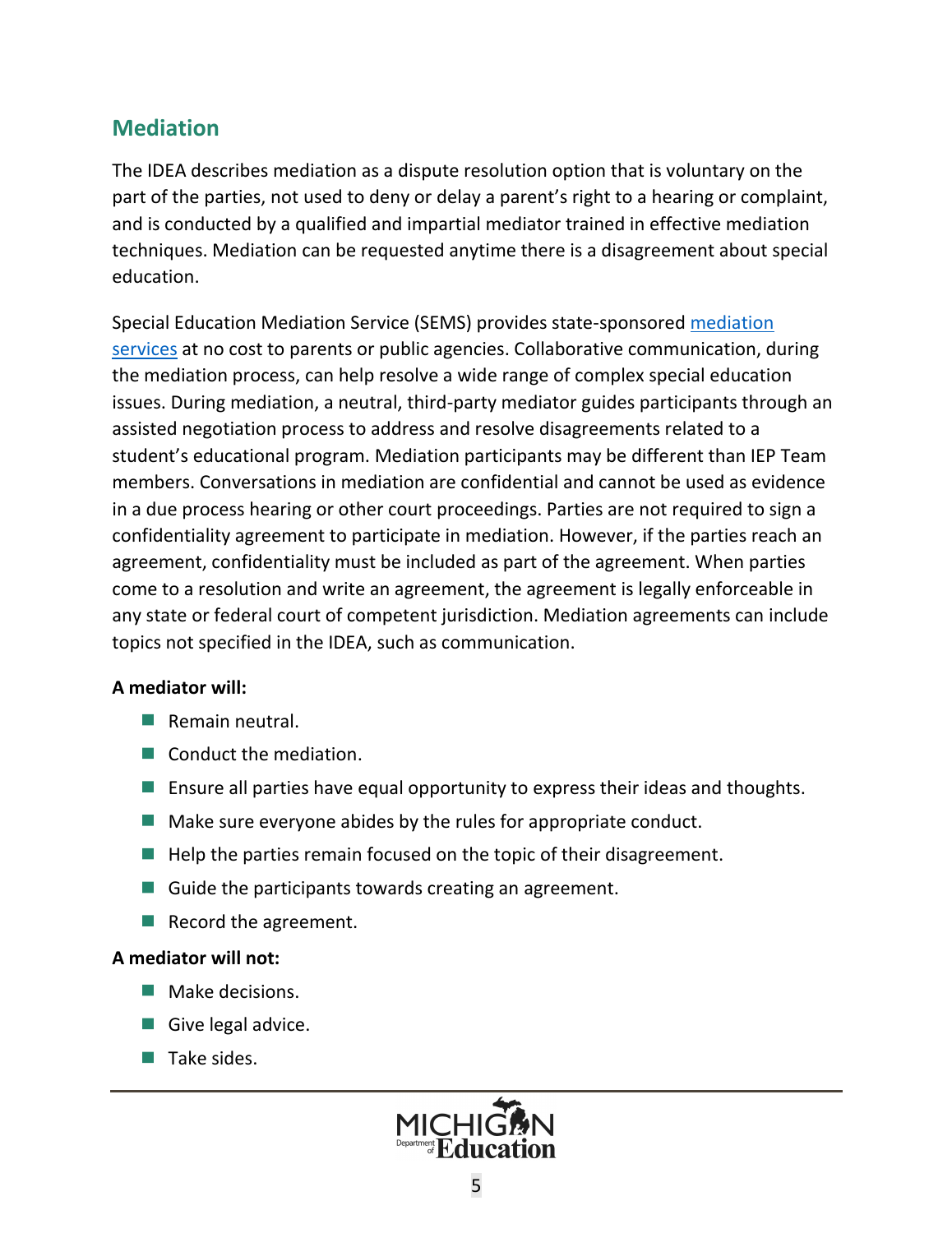## Mediation

The IDEA describes mediation as a dispute resolution option that is voluntary on the part of the parties, not used to deny or delay a parent's right to a hearing or complaint, and is conducted by a qualified and impartial mediator trained in effective mediation techniques. Mediation can be requested anytime there is a disagreement about special education.

Special Education Mediation Service (SEMS) provides state-sponsored mediation services at no cost to parents or public agencies. Collaborative communication, during the mediation process, can help resolve a wide range of complex special education issues. During mediation, a neutral, third-party mediator guides participants through an assisted negotiation process to address and resolve disagreements related to a student's educational program. Mediation participants may be different than IEP Team members. Conversations in mediation are confidential and cannot be used as evidence in a due process hearing or other court proceedings. Parties are not required to sign a confidentiality agreement to participate in mediation. However, if the parties reach an agreement, confidentiality must be included as part of the agreement. When parties come to a resolution and write an agreement, the agreement is legally enforceable in any state or federal court of competent jurisdiction. Mediation agreements can include topics not specified in the IDEA, such as communication.

**A mediator will:**

- Remain neutral.
- Conduct the mediation.
- Ensure all parties have equal opportunity to express their ideas and thoughts.
- Make sure everyone abides by the rules for appropriate conduct.
- Help the parties remain focused on the topic of their disagreement.
- Guide the participants towards creating an agreement.
- Record the agreement.

**A mediator will not:**

- Make decisions.
- Give legal advice.
- Take sides.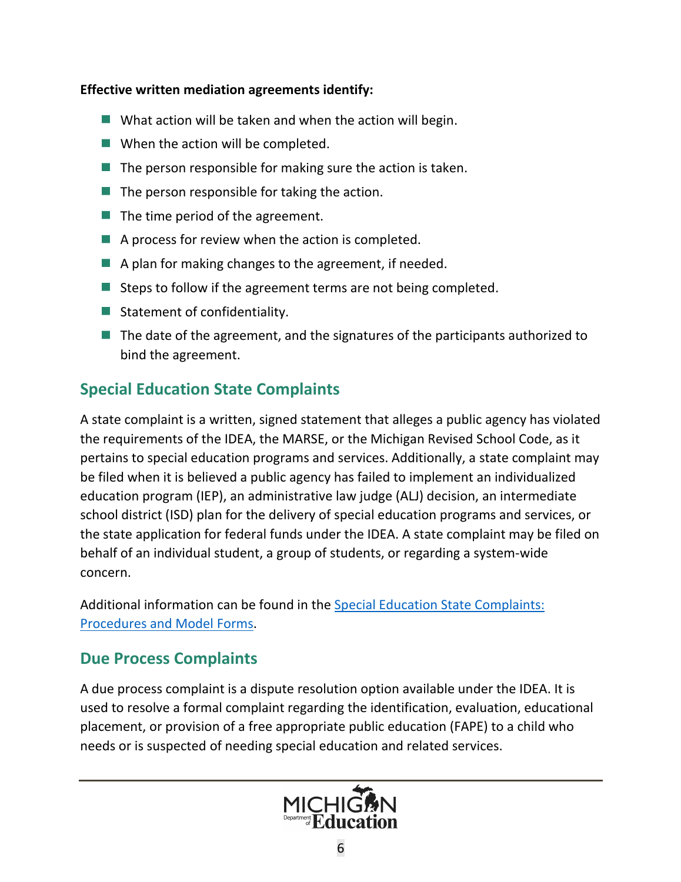**Effective written mediation agreements identify:**

- What action will be taken and when the action will begin.
- When the action will be completed.
- The person responsible for making sure the action is taken.
- The person responsible for taking the action.
- The time period of the agreement.
- A process for review when the action is completed.
- A plan for making changes to the agreement, if needed.
- Steps to follow if the agreement terms are not being completed.
- Statement of confidentiality.
- The date of the agreement, and the signatures of the participants authorized to bind the agreement.

## Special Education State Complaints

A state complaint is a written, signed statement that alleges a public agency has violated the requirements of the IDEA, the MARSE, or the Michigan Revised School Code, as it pertains to special education programs and services. Additionally, a state complaint may be filed when it is believed a public agency has failed to implement an individualized education program (IEP), an administrative law judge (ALJ) decision, an intermediate school district (ISD) plan for the delivery of special education programs and services, or the state application for federal funds under the IDEA. A state complaint may be filed on behalf of an individual student, a group of students, or regarding a system-wide concern.

Additional information can be found in the Special Education State Complaints: Procedures and Model Forms.

## Due Process Complaints

A due process complaint is a dispute resolution option available under the IDEA. It is used to resolve a formal complaint regarding the identification, evaluation, educational placement, or provision of a free appropriate public education (FAPE) to a child who needs or is suspected of needing special education and related services.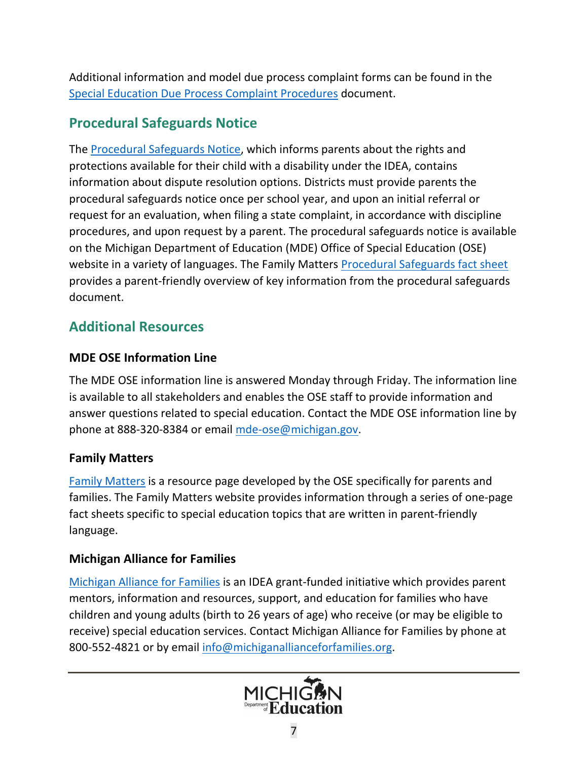Additional information and model due process complaint forms can be found in the Special Education Due Process Complaint Procedures document.

## Procedural Safeguards Notice

The Procedural Safeguards Notice, which informs parents about the rights and protections available for their child with a disability under the IDEA, contains information about dispute resolution options. Districts must provide parents the procedural safeguards notice once per school year, and upon an initial referral or request for an evaluation, when filing a state complaint, in accordance with discipline procedures, and upon request by a parent. The procedural safeguards notice is available on the Michigan Department of Education (MDE) Office of Special Education (OSE) website in a variety of languages. The Family Matters Procedural Safeguards fact sheet provides a parent-friendly overview of key information from the procedural safeguards document.

## Additional Resources

### MDE OSE Information Line

The MDE OSE information line is answered Monday through Friday. The information line is available to all stakeholders and enables the OSE staff to provide information and answer questions related to special education. Contact the MDE OSE information line by phone at 888-320-8384 or email mde-ose@michigan.gov.

### Family Matters

Family Matters is a resource page developed by the OSE specifically for parents and families. The Family Matters website provides information through a series of one-page fact sheets specific to special education topics that are written in parent-friendly language.

### Michigan Alliance for Families

Michigan Alliance for Families is an IDEA grant-funded initiative which provides parent mentors, information and resources, support, and education for families who have children and young adults (birth to 26 years of age) who receive (or may be eligible to receive) special education services. Contact Michigan Alliance for Families by phone at 800-552-4821 or by email info@michiganallianceforfamilies.org.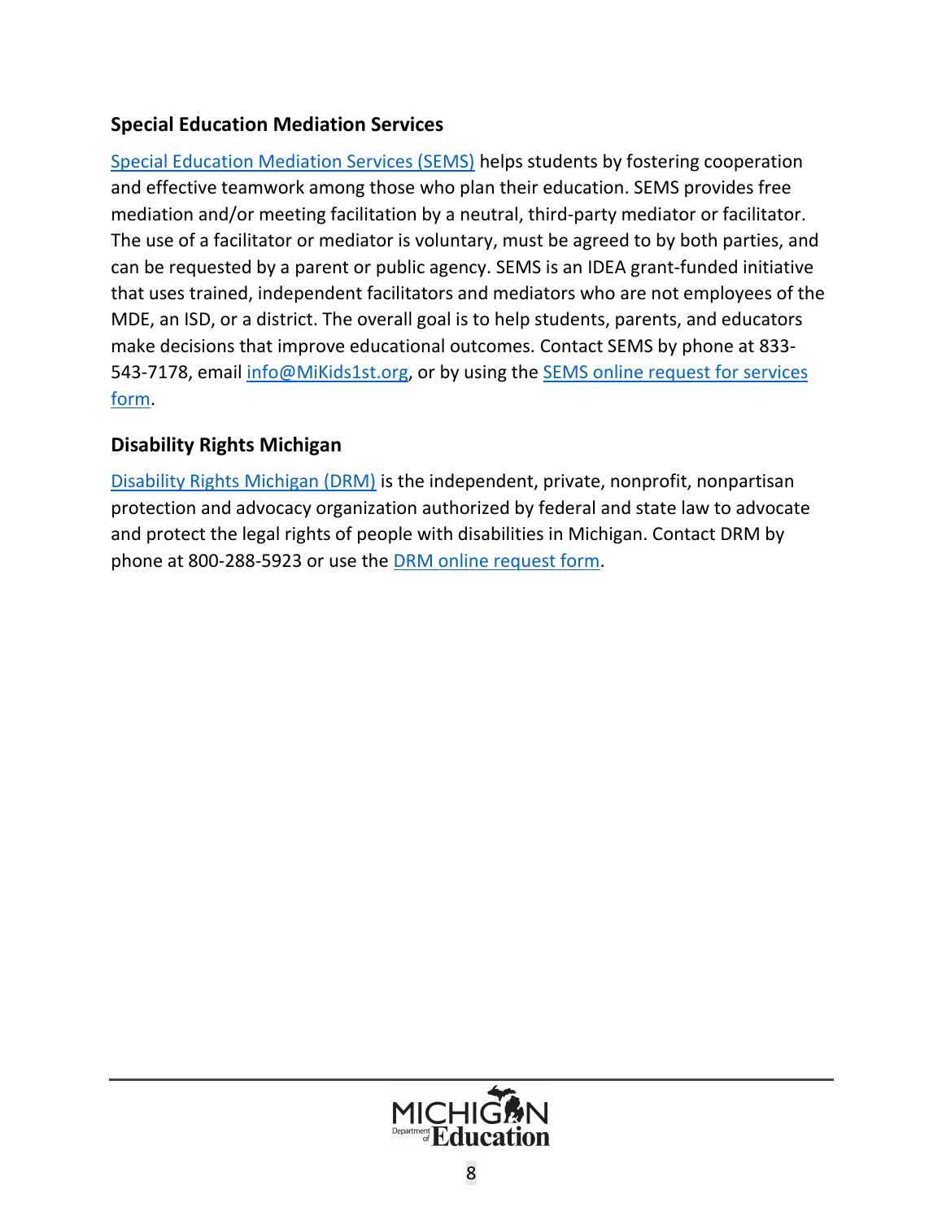### Special Education Mediation Services

Special Education Mediation Services (SEMS) helps students by fostering cooperation and effective teamwork among those who plan their education. SEMS provides free mediation and/or meeting facilitation by a neutral, third-party mediator or facilitator. The use of a facilitator or mediator is voluntary, must be agreed to by both parties, and can be requested by a parent or public agency. SEMS is an IDEA grant-funded initiative that uses trained, independent facilitators and mediators who are not employees of the MDE, an ISD, or a district. The overall goal is to help students, parents, and educators make decisions that improve educational outcomes. Contact SEMS by phone at 833-543-7178, email info@MiKids1st.org, or by using the SEMS online request for services form.

### Disability Rights Michigan

Disability Rights Michigan (DRM) is the independent, private, nonprofit, nonpartisan protection and advocacy organization authorized by federal and state law to advocate and protect the legal rights of people with disabilities in Michigan. Contact DRM by phone at 800-288-5923 or use the DRM online request form.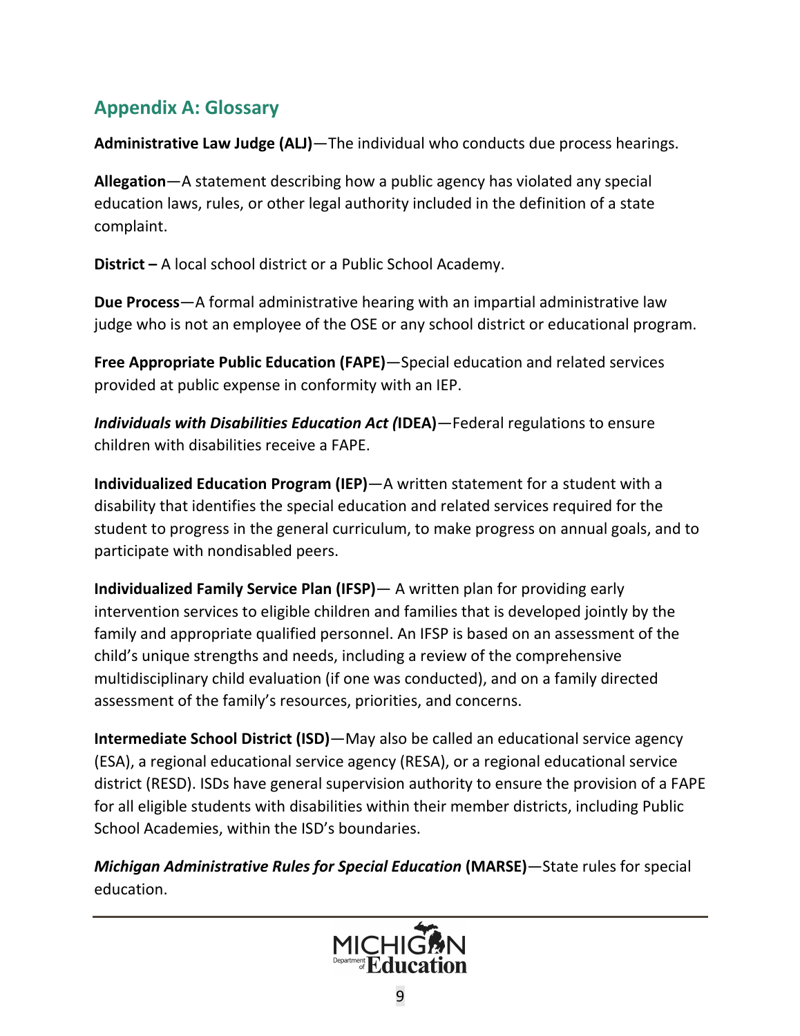## Appendix A: Glossary

**Administrative Law Judge (ALJ)**—The individual who conducts due process hearings.

**Allegation**—A statement describing how a public agency has violated any special education laws, rules, or other legal authority included in the definition of a state complaint.

**District –** A local school district or a Public School Academy.

**Due Process**—A formal administrative hearing with an impartial administrative law judge who is not an employee of the OSE or any school district or educational program.

**Free Appropriate Public Education (FAPE)**—Special education and related services provided at public expense in conformity with an IEP.

***Individuals with Disabilities Education Act (*IDEA)**—Federal regulations to ensure children with disabilities receive a FAPE.

**Individualized Education Program (IEP)**—A written statement for a student with a disability that identifies the special education and related services required for the student to progress in the general curriculum, to make progress on annual goals, and to participate with nondisabled peers.

**Individualized Family Service Plan (IFSP)**— A written plan for providing early intervention services to eligible children and families that is developed jointly by the family and appropriate qualified personnel. An IFSP is based on an assessment of the child's unique strengths and needs, including a review of the comprehensive multidisciplinary child evaluation (if one was conducted), and on a family directed assessment of the family's resources, priorities, and concerns.

**Intermediate School District (ISD)**—May also be called an educational service agency (ESA), a regional educational service agency (RESA), or a regional educational service district (RESD). ISDs have general supervision authority to ensure the provision of a FAPE for all eligible students with disabilities within their member districts, including Public School Academies, within the ISD's boundaries.

***Michigan Administrative Rules for Special Education* (MARSE)**—State rules for special education.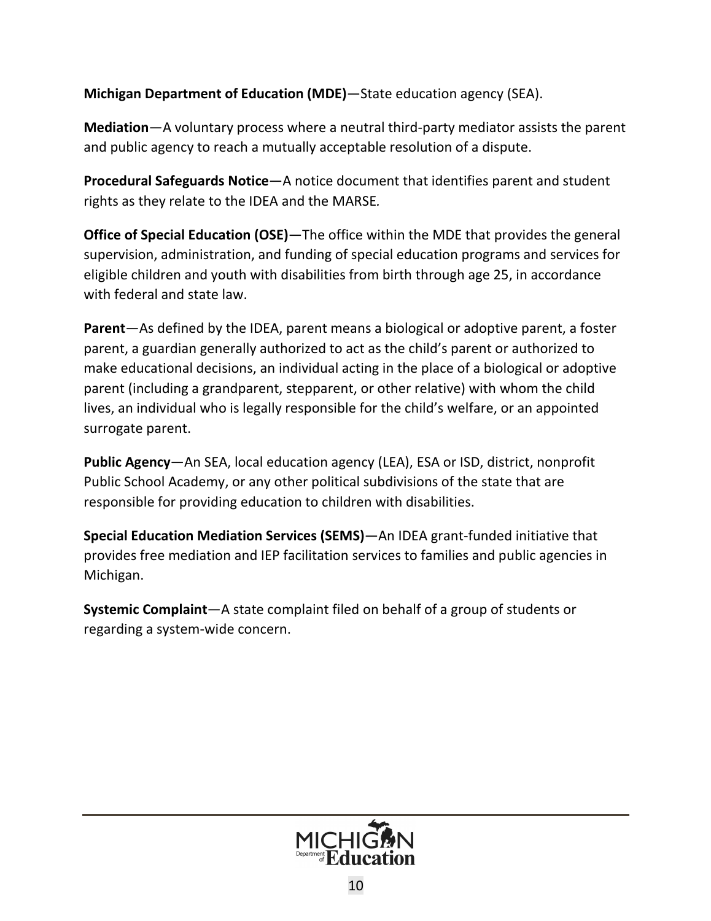**Michigan Department of Education (MDE)**—State education agency (SEA).

**Mediation**—A voluntary process where a neutral third-party mediator assists the parent and public agency to reach a mutually acceptable resolution of a dispute.

**Procedural Safeguards Notice**—A notice document that identifies parent and student rights as they relate to the IDEA and the MARSE.

**Office of Special Education (OSE)**—The office within the MDE that provides the general supervision, administration, and funding of special education programs and services for eligible children and youth with disabilities from birth through age 25, in accordance with federal and state law.

**Parent**—As defined by the IDEA, parent means a biological or adoptive parent, a foster parent, a guardian generally authorized to act as the child's parent or authorized to make educational decisions, an individual acting in the place of a biological or adoptive parent (including a grandparent, stepparent, or other relative) with whom the child lives, an individual who is legally responsible for the child's welfare, or an appointed surrogate parent.

**Public Agency**—An SEA, local education agency (LEA), ESA or ISD, district, nonprofit Public School Academy, or any other political subdivisions of the state that are responsible for providing education to children with disabilities.

**Special Education Mediation Services (SEMS)**—An IDEA grant-funded initiative that provides free mediation and IEP facilitation services to families and public agencies in Michigan.

**Systemic Complaint**—A state complaint filed on behalf of a group of students or regarding a system-wide concern.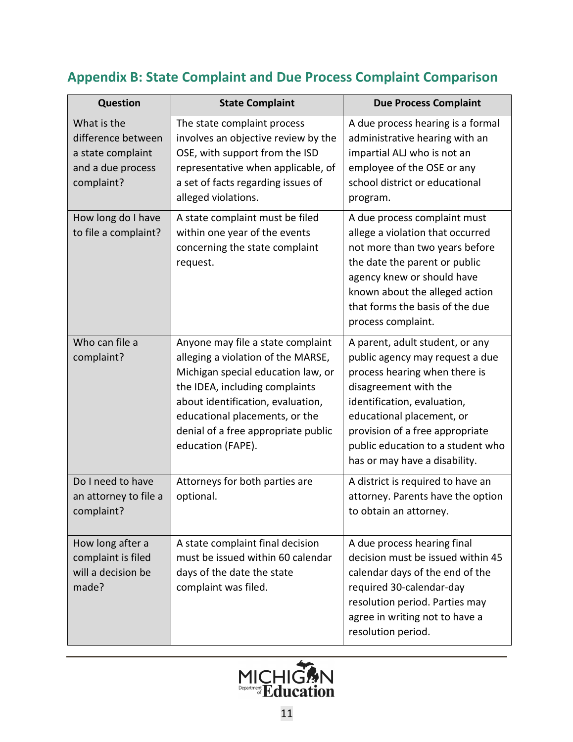## Appendix B: State Complaint and Due Process Complaint Comparison

| Question | State Complaint | Due Process Complaint |
| --- | --- | --- |
| What is the difference between a state complaint and a due process complaint? | The state complaint process involves an objective review by the OSE, with support from the ISD representative when applicable, of a set of facts regarding issues of alleged violations. | A due process hearing is a formal administrative hearing with an impartial ALJ who is not an employee of the OSE or any school district or educational program. |
| How long do I have to file a complaint? | A state complaint must be filed within one year of the events concerning the state complaint request. | A due process complaint must allege a violation that occurred not more than two years before the date the parent or public agency knew or should have known about the alleged action that forms the basis of the due process complaint. |
| Who can file a complaint? | Anyone may file a state complaint alleging a violation of the MARSE, Michigan special education law, or the IDEA, including complaints about identification, evaluation, educational placements, or the denial of a free appropriate public education (FAPE). | A parent, adult student, or any public agency may request a due process hearing when there is disagreement with the identification, evaluation, educational placement, or provision of a free appropriate public education to a student who has or may have a disability. |
| Do I need to have an attorney to file a complaint? | Attorneys for both parties are optional. | A district is required to have an attorney. Parents have the option to obtain an attorney. |
| How long after a complaint is filed will a decision be made? | A state complaint final decision must be issued within 60 calendar days of the date the state complaint was filed. | A due process hearing final decision must be issued within 45 calendar days of the end of the required 30-calendar-day resolution period. Parties may agree in writing not to have a resolution period. |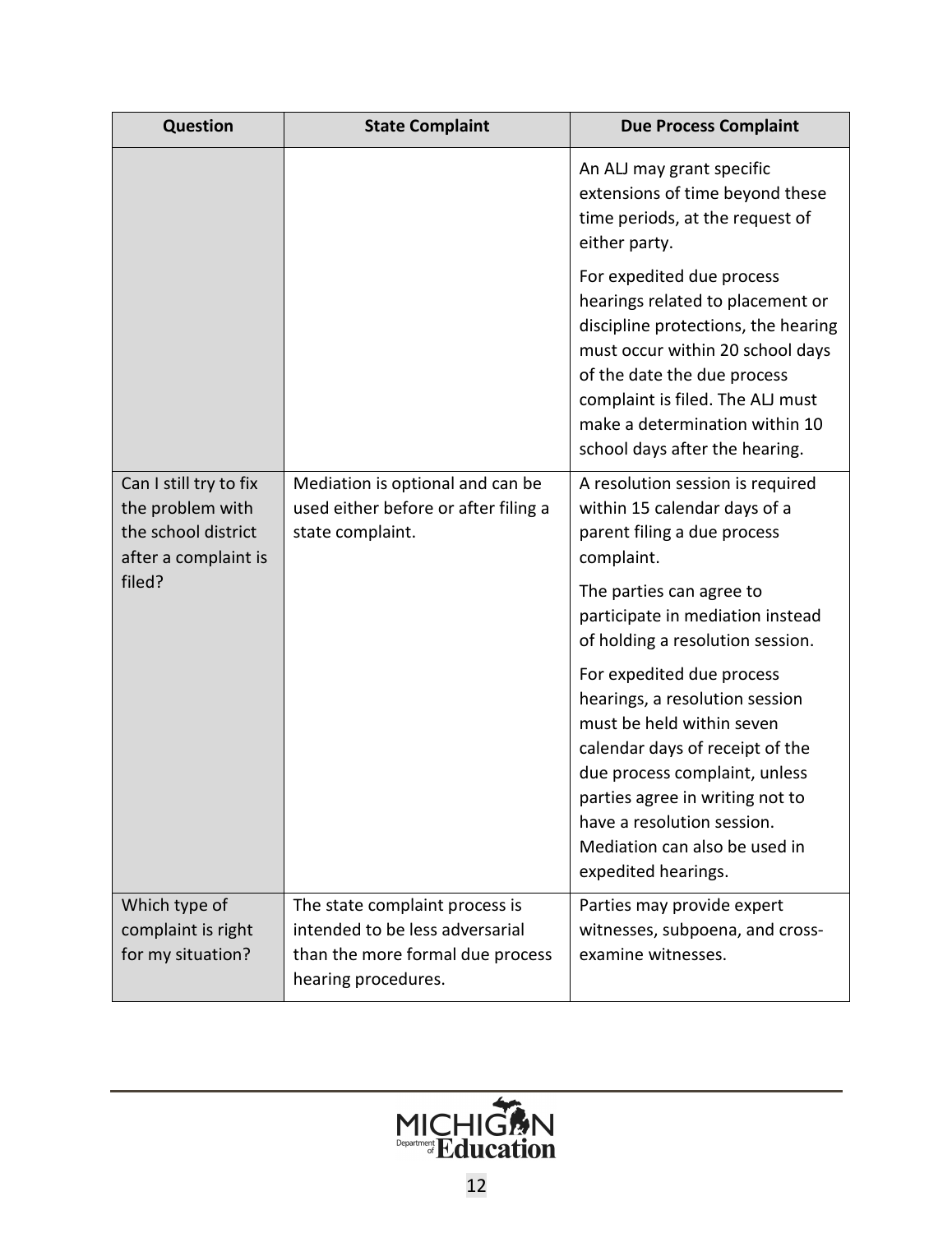| Question | State Complaint | Due Process Complaint |
| --- | --- | --- |
| | | An ALJ may grant specific extensions of time beyond these time periods, at the request of either party.<br><br>For expedited due process hearings related to placement or discipline protections, the hearing must occur within 20 school days of the date the due process complaint is filed. The ALJ must make a determination within 10 school days after the hearing. |
| Can I still try to fix the problem with the school district after a complaint is filed? | Mediation is optional and can be used either before or after filing a state complaint. | A resolution session is required within 15 calendar days of a parent filing a due process complaint.<br><br>The parties can agree to participate in mediation instead of holding a resolution session.<br><br>For expedited due process hearings, a resolution session must be held within seven calendar days of receipt of the due process complaint, unless parties agree in writing not to have a resolution session. Mediation can also be used in expedited hearings. |
| Which type of complaint is right for my situation? | The state complaint process is intended to be less adversarial than the more formal due process hearing procedures. | Parties may provide expert witnesses, subpoena, and cross-examine witnesses. |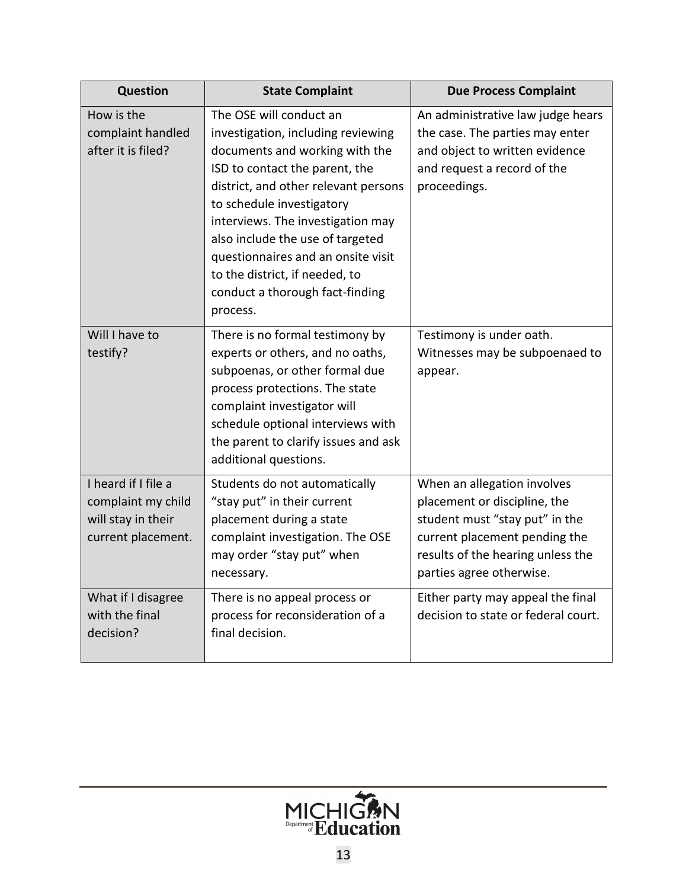| Question | State Complaint | Due Process Complaint |
|---|---|---|
| How is the complaint handled after it is filed? | The OSE will conduct an investigation, including reviewing documents and working with the ISD to contact the parent, the district, and other relevant persons to schedule investigatory interviews. The investigation may also include the use of targeted questionnaires and an onsite visit to the district, if needed, to conduct a thorough fact-finding process. | An administrative law judge hears the case. The parties may enter and object to written evidence and request a record of the proceedings. |
| Will I have to testify? | There is no formal testimony by experts or others, and no oaths, subpoenas, or other formal due process protections. The state complaint investigator will schedule optional interviews with the parent to clarify issues and ask additional questions. | Testimony is under oath. Witnesses may be subpoenaed to appear. |
| I heard if I file a complaint my child will stay in their current placement. | Students do not automatically "stay put" in their current placement during a state complaint investigation. The OSE may order "stay put" when necessary. | When an allegation involves placement or discipline, the student must "stay put" in the current placement pending the results of the hearing unless the parties agree otherwise. |
| What if I disagree with the final decision? | There is no appeal process or process for reconsideration of a final decision. | Either party may appeal the final decision to state or federal court. |